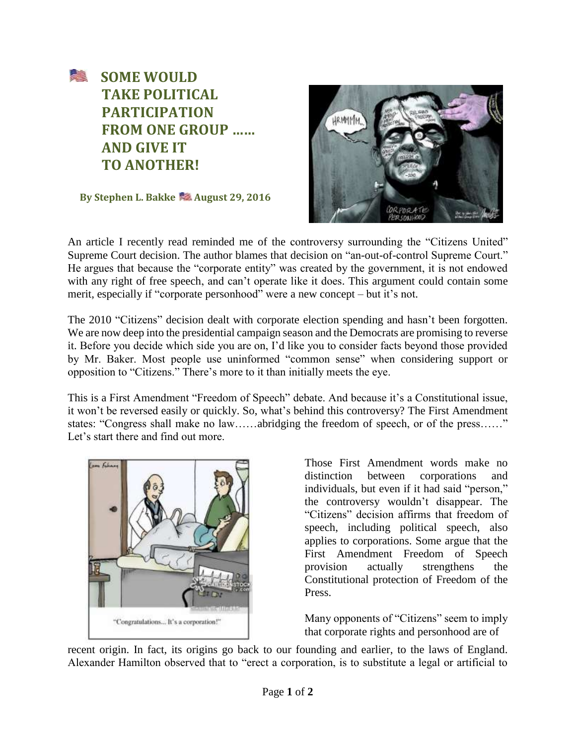# SOME WOULD TAKE POLITICAL PARTICIPATION FROM ONE GROUP …… AND GIVE IT TO ANOTHER!

**By Stephen L. Bakke August 29, 2016**

An article I recently read reminded me of the controversy surrounding the "Citizens United" Supreme Court decision. The author blames that decision on "an-out-of-control Supreme Court." He argues that because the "corporate entity" was created by the government, it is not endowed with any right of free speech, and can't operate like it does. This argument could contain some merit, especially if "corporate personhood" were a new concept – but it's not.

The 2010 "Citizens" decision dealt with corporate election spending and hasn't been forgotten. We are now deep into the presidential campaign season and the Democrats are promising to reverse it. Before you decide which side you are on, I'd like you to consider facts beyond those provided by Mr. Baker. Most people use uninformed "common sense" when considering support or opposition to "Citizens." There's more to it than initially meets the eye.

This is a First Amendment "Freedom of Speech" debate. And because it's a Constitutional issue, it won't be reversed easily or quickly. So, what's behind this controversy? The First Amendment states: "Congress shall make no law……abridging the freedom of speech, or of the press……" Let's start there and find out more.

"Congratulations... It's a corporation!"

Those First Amendment words make no distinction between corporations and individuals, but even if it had said "person," the controversy wouldn't disappear. The "Citizens" decision affirms that freedom of speech, including political speech, also applies to corporations. Some argue that the First Amendment Freedom of Speech provision actually strengthens the Constitutional protection of Freedom of the Press.

Many opponents of "Citizens" seem to imply that corporate rights and personhood are of recent origin. In fact, its origins go back to our founding and earlier, to the laws of England. Alexander Hamilton observed that to "erect a corporation, is to substitute a legal or artificial to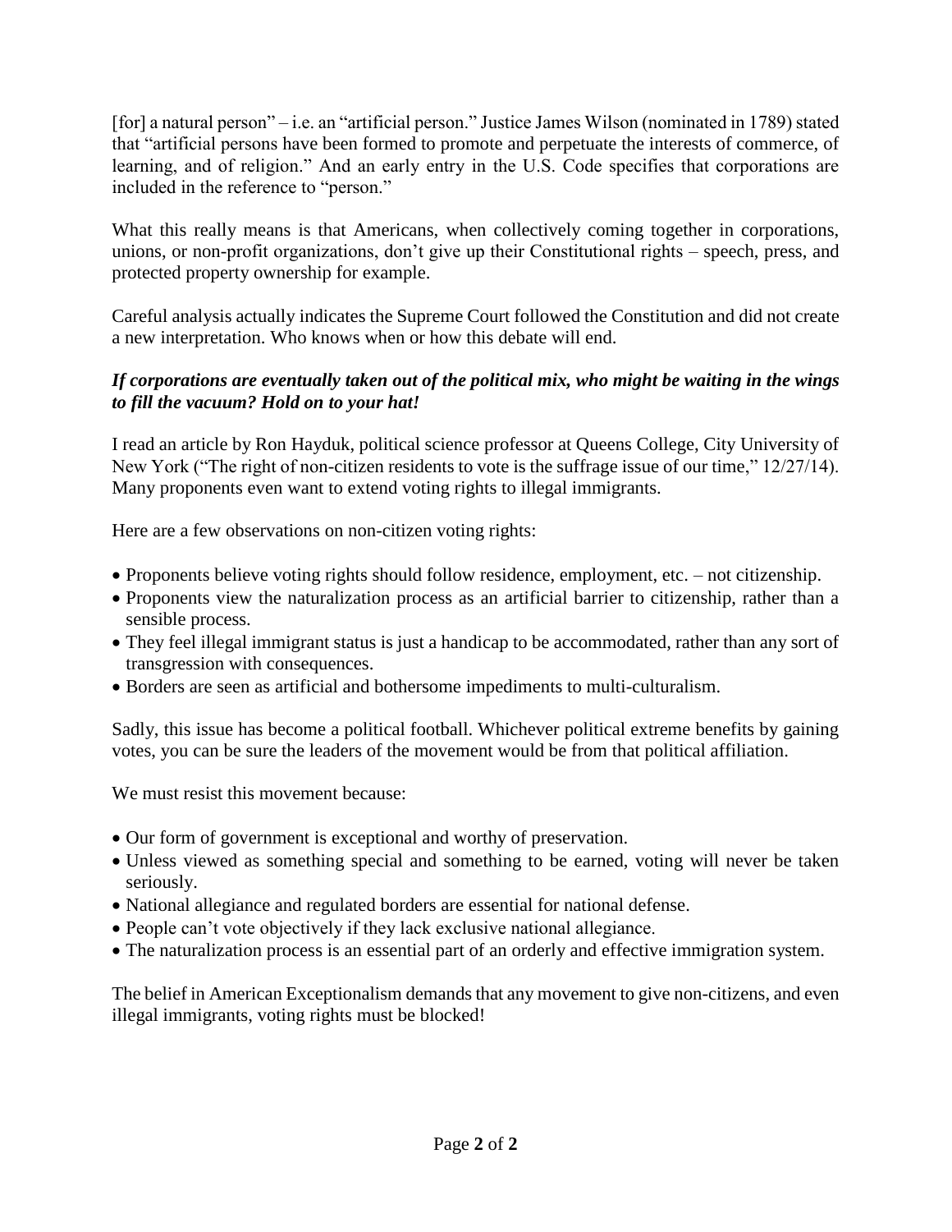[for] a natural person" – i.e. an "artificial person." Justice James Wilson (nominated in 1789) stated that "artificial persons have been formed to promote and perpetuate the interests of commerce, of learning, and of religion." And an early entry in the U.S. Code specifies that corporations are included in the reference to "person."

What this really means is that Americans, when collectively coming together in corporations, unions, or non-profit organizations, don't give up their Constitutional rights – speech, press, and protected property ownership for example.

Careful analysis actually indicates the Supreme Court followed the Constitution and did not create a new interpretation. Who knows when or how this debate will end.

***If corporations are eventually taken out of the political mix, who might be waiting in the wings to fill the vacuum? Hold on to your hat!***

I read an article by Ron Hayduk, political science professor at Queens College, City University of New York ("The right of non-citizen residents to vote is the suffrage issue of our time," 12/27/14). Many proponents even want to extend voting rights to illegal immigrants.

Here are a few observations on non-citizen voting rights:

- Proponents believe voting rights should follow residence, employment, etc. – not citizenship.
- Proponents view the naturalization process as an artificial barrier to citizenship, rather than a sensible process.
- They feel illegal immigrant status is just a handicap to be accommodated, rather than any sort of transgression with consequences.
- Borders are seen as artificial and bothersome impediments to multi-culturalism.

Sadly, this issue has become a political football. Whichever political extreme benefits by gaining votes, you can be sure the leaders of the movement would be from that political affiliation.

We must resist this movement because:

- Our form of government is exceptional and worthy of preservation.
- Unless viewed as something special and something to be earned, voting will never be taken seriously.
- National allegiance and regulated borders are essential for national defense.
- People can't vote objectively if they lack exclusive national allegiance.
- The naturalization process is an essential part of an orderly and effective immigration system.

The belief in American Exceptionalism demands that any movement to give non-citizens, and even illegal immigrants, voting rights must be blocked!